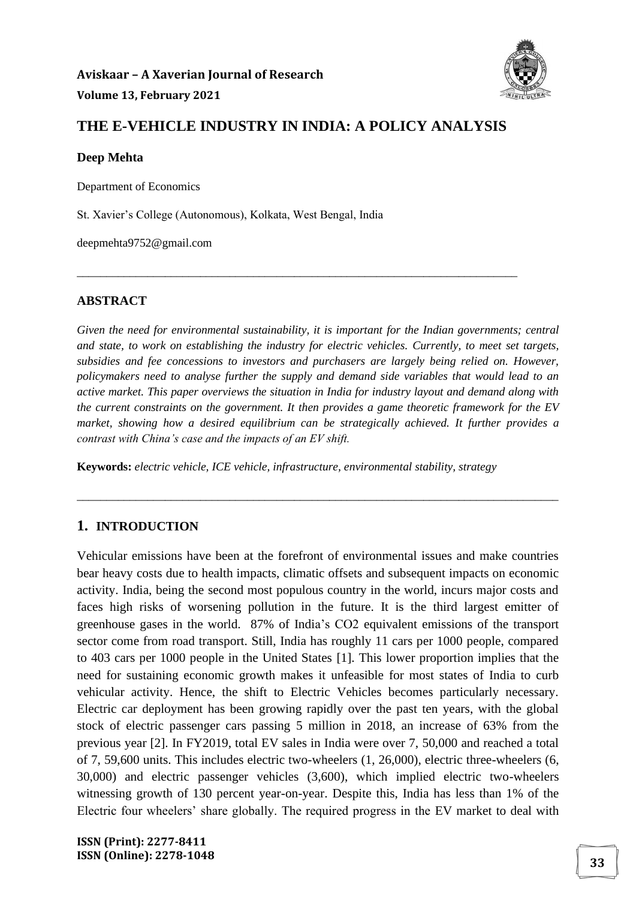# THE E-VEHICLE INDUSTRY IN INDIA: A POLICY ANALYSIS

**Deep Mehta**

Department of Economics

St. Xavier's College (Autonomous), Kolkata, West Bengal, India

deepmehta9752@gmail.com

---

## ABSTRACT

*Given the need for environmental sustainability, it is important for the Indian governments; central and state, to work on establishing the industry for electric vehicles. Currently, to meet set targets, subsidies and fee concessions to investors and purchasers are largely being relied on. However, policymakers need to analyse further the supply and demand side variables that would lead to an active market. This paper overviews the situation in India for industry layout and demand along with the current constraints on the government. It then provides a game theoretic framework for the EV market, showing how a desired equilibrium can be strategically achieved. It further provides a contrast with China's case and the impacts of an EV shift.*

**Keywords:** *electric vehicle, ICE vehicle, infrastructure, environmental stability, strategy*

---

## 1. INTRODUCTION

Vehicular emissions have been at the forefront of environmental issues and make countries bear heavy costs due to health impacts, climatic offsets and subsequent impacts on economic activity. India, being the second most populous country in the world, incurs major costs and faces high risks of worsening pollution in the future. It is the third largest emitter of greenhouse gases in the world. 87% of India's CO2 equivalent emissions of the transport sector come from road transport. Still, India has roughly 11 cars per 1000 people, compared to 403 cars per 1000 people in the United States [1]. This lower proportion implies that the need for sustaining economic growth makes it unfeasible for most states of India to curb vehicular activity. Hence, the shift to Electric Vehicles becomes particularly necessary. Electric car deployment has been growing rapidly over the past ten years, with the global stock of electric passenger cars passing 5 million in 2018, an increase of 63% from the previous year [2]. In FY2019, total EV sales in India were over 7, 50,000 and reached a total of 7, 59,600 units. This includes electric two-wheelers (1, 26,000), electric three-wheelers (6, 30,000) and electric passenger vehicles (3,600), which implied electric two-wheelers witnessing growth of 130 percent year-on-year. Despite this, India has less than 1% of the Electric four wheelers' share globally. The required progress in the EV market to deal with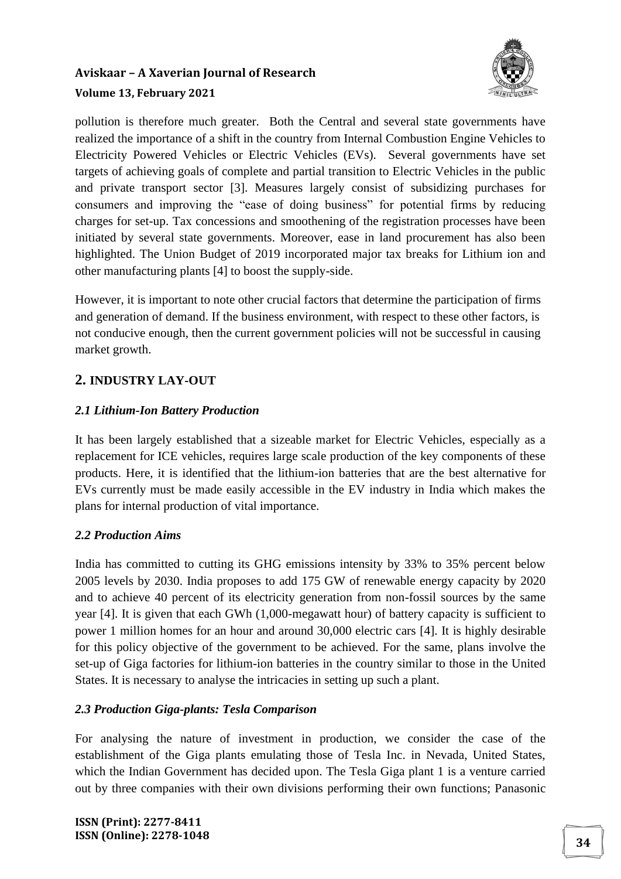pollution is therefore much greater. Both the Central and several state governments have realized the importance of a shift in the country from Internal Combustion Engine Vehicles to Electricity Powered Vehicles or Electric Vehicles (EVs). Several governments have set targets of achieving goals of complete and partial transition to Electric Vehicles in the public and private transport sector [3]. Measures largely consist of subsidizing purchases for consumers and improving the "ease of doing business" for potential firms by reducing charges for set-up. Tax concessions and smoothening of the registration processes have been initiated by several state governments. Moreover, ease in land procurement has also been highlighted. The Union Budget of 2019 incorporated major tax breaks for Lithium ion and other manufacturing plants [4] to boost the supply-side.

However, it is important to note other crucial factors that determine the participation of firms and generation of demand. If the business environment, with respect to these other factors, is not conducive enough, then the current government policies will not be successful in causing market growth.

## 2. INDUSTRY LAY-OUT

### *2.1 Lithium-Ion Battery Production*

It has been largely established that a sizeable market for Electric Vehicles, especially as a replacement for ICE vehicles, requires large scale production of the key components of these products. Here, it is identified that the lithium-ion batteries that are the best alternative for EVs currently must be made easily accessible in the EV industry in India which makes the plans for internal production of vital importance.

### *2.2 Production Aims*

India has committed to cutting its GHG emissions intensity by 33% to 35% percent below 2005 levels by 2030. India proposes to add 175 GW of renewable energy capacity by 2020 and to achieve 40 percent of its electricity generation from non-fossil sources by the same year [4]. It is given that each GWh (1,000-megawatt hour) of battery capacity is sufficient to power 1 million homes for an hour and around 30,000 electric cars [4]. It is highly desirable for this policy objective of the government to be achieved. For the same, plans involve the set-up of Giga factories for lithium-ion batteries in the country similar to those in the United States. It is necessary to analyse the intricacies in setting up such a plant.

### *2.3 Production Giga-plants: Tesla Comparison*

For analysing the nature of investment in production, we consider the case of the establishment of the Giga plants emulating those of Tesla Inc. in Nevada, United States, which the Indian Government has decided upon. The Tesla Giga plant 1 is a venture carried out by three companies with their own divisions performing their own functions; Panasonic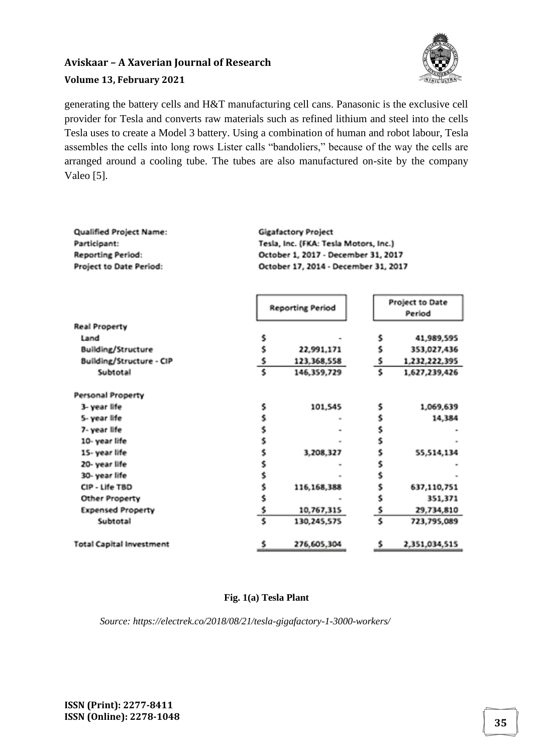generating the battery cells and H&T manufacturing cell cans. Panasonic is the exclusive cell provider for Tesla and converts raw materials such as refined lithium and steel into the cells Tesla uses to create a Model 3 battery. Using a combination of human and robot labour, Tesla assembles the cells into long rows Lister calls "bandoliers," because of the way the cells are arranged around a cooling tube. The tubes are also manufactured on-site by the company Valeo [5].

| | |
|---|---|
| Qualified Project Name: | Gigafactory Project |
| Participant: | Tesla, Inc. (FKA: Tesla Motors, Inc.) |
| Reporting Period: | October 1, 2017 - December 31, 2017 |
| Project to Date Period: | October 17, 2014 - December 31, 2017 |

| | Reporting Period | Project to Date Period |
|---|---|---|
| **Real Property** | | |
| Land | $ - | $ 41,989,595 |
| Building/Structure | $ 22,991,171 | $ 353,027,436 |
| Building/Structure - CIP | $ 123,368,558 | $ 1,232,222,395 |
| Subtotal | $ 146,359,729 | $ 1,627,239,426 |
| **Personal Property** | | |
| 3- year life | $ 101,545 | $ 1,069,639 |
| 5- year life | $ - | $ 14,384 |
| 7- year life | $ - | $ - |
| 10- year life | $ - | $ - |
| 15- year life | $ 3,208,327 | $ 55,514,134 |
| 20- year life | $ - | $ - |
| 30- year life | $ - | $ - |
| CIP - Life TBD | $ 116,168,388 | $ 637,110,751 |
| Other Property | $ - | $ 351,371 |
| Expensed Property | $ 10,767,315 | $ 29,734,810 |
| Subtotal | $ 130,245,575 | $ 723,795,089 |
| **Total Capital Investment** | $ 276,605,304 | $ 2,351,034,515 |

**Fig. 1(a) Tesla Plant**

*Source: https://electrek.co/2018/08/21/tesla-gigafactory-1-3000-workers/*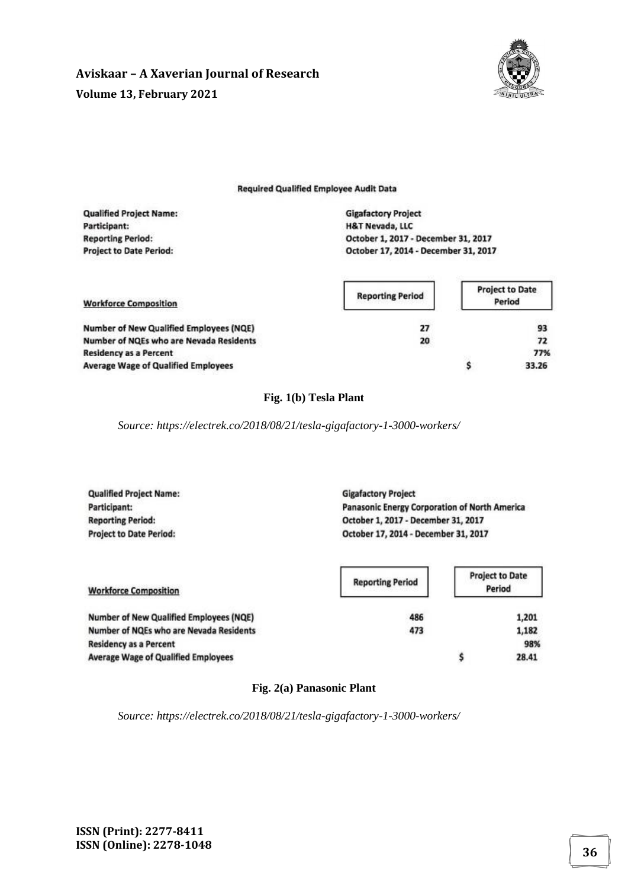**Required Qualified Employee Audit Data**

| | |
|---|---|
| **Qualified Project Name:** | **Gigafactory Project** |
| **Participant:** | **H&T Nevada, LLC** |
| **Reporting Period:** | **October 1, 2017 - December 31, 2017** |
| **Project to Date Period:** | **October 17, 2014 - December 31, 2017** |

| **Workforce Composition** | **Reporting Period** | **Project to Date Period** |
|---|---|---|
| Number of New Qualified Employees (NQE) | 27 | 93 |
| Number of NQEs who are Nevada Residents | 20 | 72 |
| Residency as a Percent | | 77% |
| Average Wage of Qualified Employees | | $ 33.26 |

**Fig. 1(b) Tesla Plant**

*Source: https://electrek.co/2018/08/21/tesla-gigafactory-1-3000-workers/*

| | |
|---|---|
| **Qualified Project Name:** | **Gigafactory Project** |
| **Participant:** | **Panasonic Energy Corporation of North America** |
| **Reporting Period:** | **October 1, 2017 - December 31, 2017** |
| **Project to Date Period:** | **October 17, 2014 - December 31, 2017** |

| **Workforce Composition** | **Reporting Period** | **Project to Date Period** |
|---|---|---|
| Number of New Qualified Employees (NQE) | 486 | 1,201 |
| Number of NQEs who are Nevada Residents | 473 | 1,182 |
| Residency as a Percent | | 98% |
| Average Wage of Qualified Employees | | $ 28.41 |

**Fig. 2(a) Panasonic Plant**

*Source: https://electrek.co/2018/08/21/tesla-gigafactory-1-3000-workers/*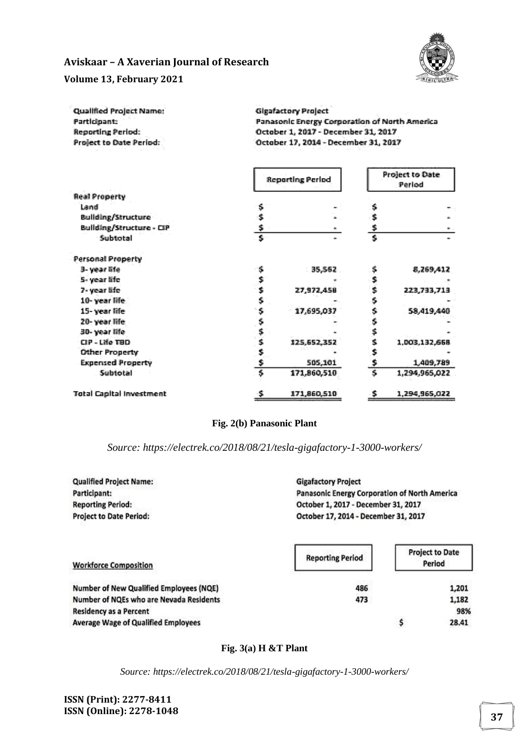| Qualified Project Name: | Gigafactory Project |
|---|---|
| Participant: | Panasonic Energy Corporation of North America |
| Reporting Period: | October 1, 2017 - December 31, 2017 |
| Project to Date Period: | October 17, 2014 - December 31, 2017 |

| | Reporting Period | Project to Date Period |
|---|---|---|
| **Real Property** | | |
| Land | $ - | $ - |
| Building/Structure | $ - | $ - |
| Building/Structure - CIP | $ - | $ - |
| Subtotal | $ - | $ - |
| **Personal Property** | | |
| 3- year life | $ 35,562 | $ 8,269,412 |
| 5- year life | $ - | $ - |
| 7- year life | $ 27,972,458 | $ 223,733,713 |
| 10- year life | $ - | $ - |
| 15- year life | $ 17,695,037 | $ 58,419,440 |
| 20- year life | $ - | $ - |
| 30- year life | $ - | $ - |
| CIP - Life TBD | $ 125,652,352 | $ 1,003,132,668 |
| Other Property | $ - | $ - |
| Expensed Property | $ 505,101 | $ 1,409,789 |
| Subtotal | $ 171,860,510 | $ 1,294,965,022 |
| **Total Capital Investment** | $ 171,860,510 | $ 1,294,965,022 |

**Fig. 2(b) Panasonic Plant**

*Source: https://electrek.co/2018/08/21/tesla-gigafactory-1-3000-workers/*

| Qualified Project Name: | Gigafactory Project |
|---|---|
| Participant: | Panasonic Energy Corporation of North America |
| Reporting Period: | October 1, 2017 - December 31, 2017 |
| Project to Date Period: | October 17, 2014 - December 31, 2017 |

| Workforce Composition | Reporting Period | Project to Date Period |
|---|---|---|
| Number of New Qualified Employees (NQE) | 486 | 1,201 |
| Number of NQEs who are Nevada Residents | 473 | 1,182 |
| Residency as a Percent | | 98% |
| Average Wage of Qualified Employees | | $ 28.41 |

**Fig. 3(a) H &T Plant**

*Source: https://electrek.co/2018/08/21/tesla-gigafactory-1-3000-workers/*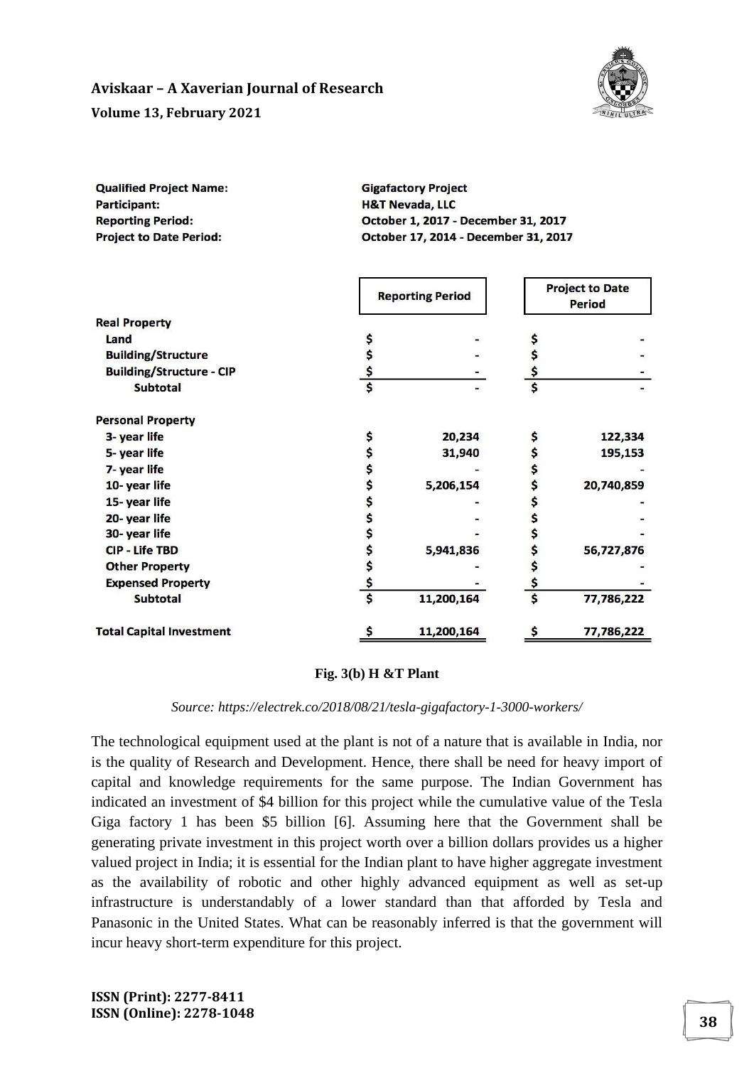| | |
|---|---|
| **Qualified Project Name:** | **Gigafactory Project** |
| **Participant:** | **H&T Nevada, LLC** |
| **Reporting Period:** | **October 1, 2017 - December 31, 2017** |
| **Project to Date Period:** | **October 17, 2014 - December 31, 2017** |

| | **Reporting Period** | **Project to Date Period** |
|---|---|---|
| **Real Property** | | |
| Land | $ - | $ - |
| Building/Structure | $ - | $ - |
| Building/Structure - CIP | $ - | $ - |
| Subtotal | $ - | $ - |
| **Personal Property** | | |
| 3- year life | $ 20,234 | $ 122,334 |
| 5- year life | $ 31,940 | $ 195,153 |
| 7- year life | $ - | $ - |
| 10- year life | $ 5,206,154 | $ 20,740,859 |
| 15- year life | $ - | $ - |
| 20- year life | $ - | $ - |
| 30- year life | $ - | $ - |
| CIP - Life TBD | $ 5,941,836 | $ 56,727,876 |
| Other Property | $ - | $ - |
| Expensed Property | $ - | $ - |
| Subtotal | $ 11,200,164 | $ 77,786,222 |
| **Total Capital Investment** | $ 11,200,164 | $ 77,786,222 |

**Fig. 3(b) H &T Plant**

*Source: https://electrek.co/2018/08/21/tesla-gigafactory-1-3000-workers/*

The technological equipment used at the plant is not of a nature that is available in India, nor is the quality of Research and Development. Hence, there shall be need for heavy import of capital and knowledge requirements for the same purpose. The Indian Government has indicated an investment of $4 billion for this project while the cumulative value of the Tesla Giga factory 1 has been $5 billion [6]. Assuming here that the Government shall be generating private investment in this project worth over a billion dollars provides us a higher valued project in India; it is essential for the Indian plant to have higher aggregate investment as the availability of robotic and other highly advanced equipment as well as set-up infrastructure is understandably of a lower standard than that afforded by Tesla and Panasonic in the United States. What can be reasonably inferred is that the government will incur heavy short-term expenditure for this project.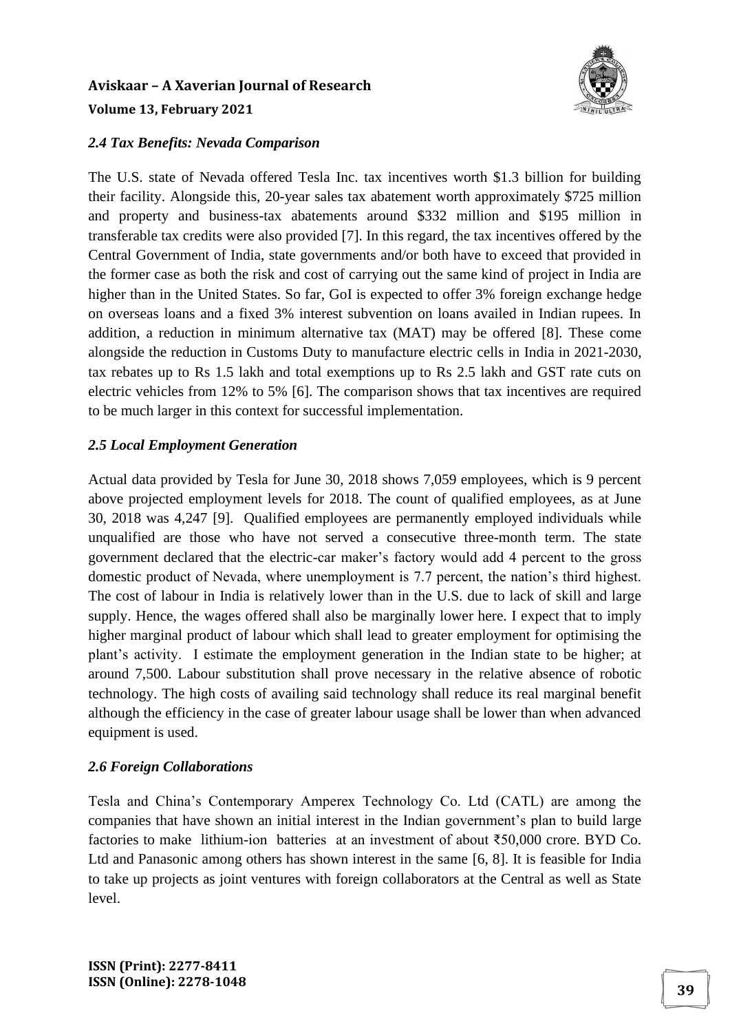### *2.4 Tax Benefits: Nevada Comparison*

The U.S. state of Nevada offered Tesla Inc. tax incentives worth $1.3 billion for building their facility. Alongside this, 20-year sales tax abatement worth approximately $725 million and property and business-tax abatements around $332 million and $195 million in transferable tax credits were also provided [7]. In this regard, the tax incentives offered by the Central Government of India, state governments and/or both have to exceed that provided in the former case as both the risk and cost of carrying out the same kind of project in India are higher than in the United States. So far, GoI is expected to offer 3% foreign exchange hedge on overseas loans and a fixed 3% interest subvention on loans availed in Indian rupees. In addition, a reduction in minimum alternative tax (MAT) may be offered [8]. These come alongside the reduction in Customs Duty to manufacture electric cells in India in 2021-2030, tax rebates up to Rs 1.5 lakh and total exemptions up to Rs 2.5 lakh and GST rate cuts on electric vehicles from 12% to 5% [6]. The comparison shows that tax incentives are required to be much larger in this context for successful implementation.

### *2.5 Local Employment Generation*

Actual data provided by Tesla for June 30, 2018 shows 7,059 employees, which is 9 percent above projected employment levels for 2018. The count of qualified employees, as at June 30, 2018 was 4,247 [9]. Qualified employees are permanently employed individuals while unqualified are those who have not served a consecutive three-month term. The state government declared that the electric-car maker's factory would add 4 percent to the gross domestic product of Nevada, where unemployment is 7.7 percent, the nation's third highest. The cost of labour in India is relatively lower than in the U.S. due to lack of skill and large supply. Hence, the wages offered shall also be marginally lower here. I expect that to imply higher marginal product of labour which shall lead to greater employment for optimising the plant's activity. I estimate the employment generation in the Indian state to be higher; at around 7,500. Labour substitution shall prove necessary in the relative absence of robotic technology. The high costs of availing said technology shall reduce its real marginal benefit although the efficiency in the case of greater labour usage shall be lower than when advanced equipment is used.

### *2.6 Foreign Collaborations*

Tesla and China's Contemporary Amperex Technology Co. Ltd (CATL) are among the companies that have shown an initial interest in the Indian government's plan to build large factories to make lithium-ion batteries at an investment of about ₹50,000 crore. BYD Co. Ltd and Panasonic among others has shown interest in the same [6, 8]. It is feasible for India to take up projects as joint ventures with foreign collaborators at the Central as well as State level.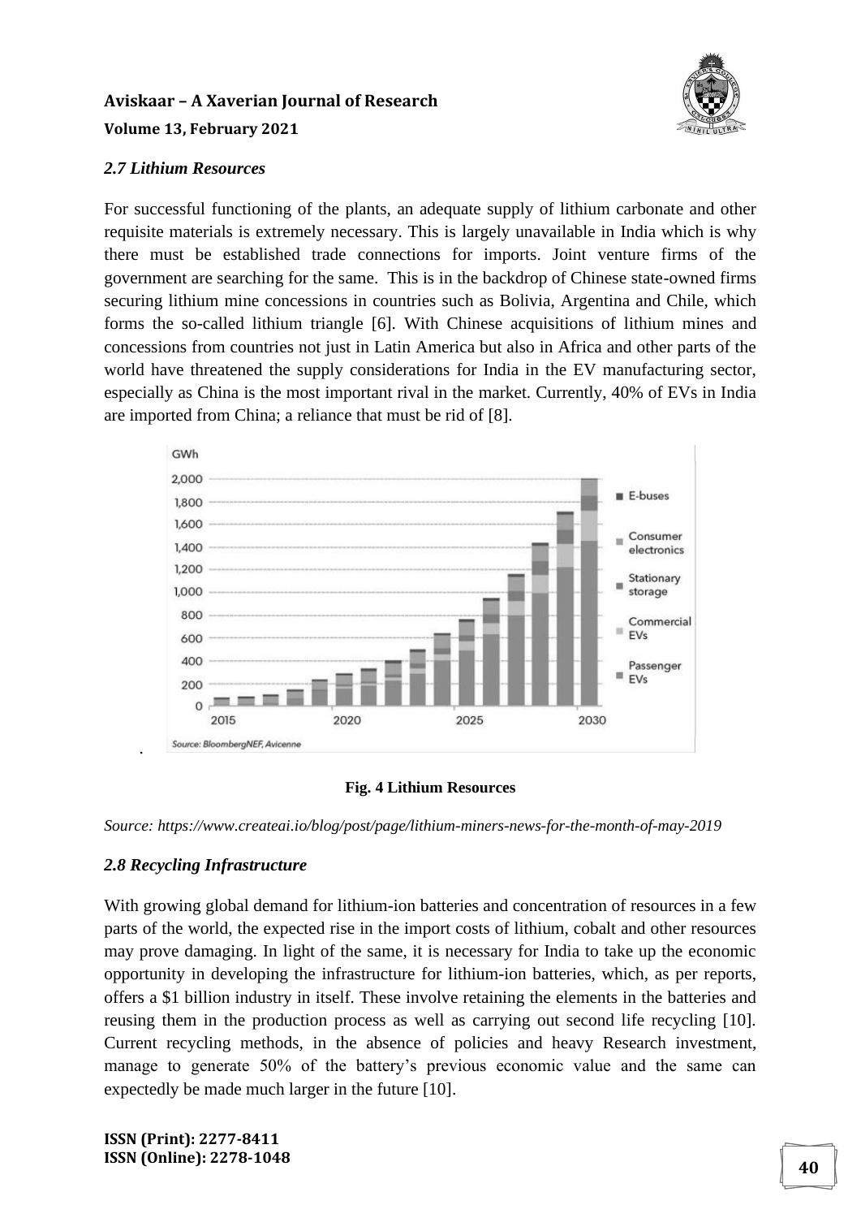### 2.7 Lithium Resources

For successful functioning of the plants, an adequate supply of lithium carbonate and other requisite materials is extremely necessary. This is largely unavailable in India which is why there must be established trade connections for imports. Joint venture firms of the government are searching for the same. This is in the backdrop of Chinese state-owned firms securing lithium mine concessions in countries such as Bolivia, Argentina and Chile, which forms the so-called lithium triangle [6]. With Chinese acquisitions of lithium mines and concessions from countries not just in Latin America but also in Africa and other parts of the world have threatened the supply considerations for India in the EV manufacturing sector, especially as China is the most important rival in the market. Currently, 40% of EVs in India are imported from China; a reliance that must be rid of [8].

**Fig. 4 Lithium Resources**

*Source: https://www.createai.io/blog/post/page/lithium-miners-news-for-the-month-of-may-2019*

### 2.8 Recycling Infrastructure

With growing global demand for lithium-ion batteries and concentration of resources in a few parts of the world, the expected rise in the import costs of lithium, cobalt and other resources may prove damaging. In light of the same, it is necessary for India to take up the economic opportunity in developing the infrastructure for lithium-ion batteries, which, as per reports, offers a $1 billion industry in itself. These involve retaining the elements in the batteries and reusing them in the production process as well as carrying out second life recycling [10]. Current recycling methods, in the absence of policies and heavy Research investment, manage to generate 50% of the battery's previous economic value and the same can expectedly be made much larger in the future [10].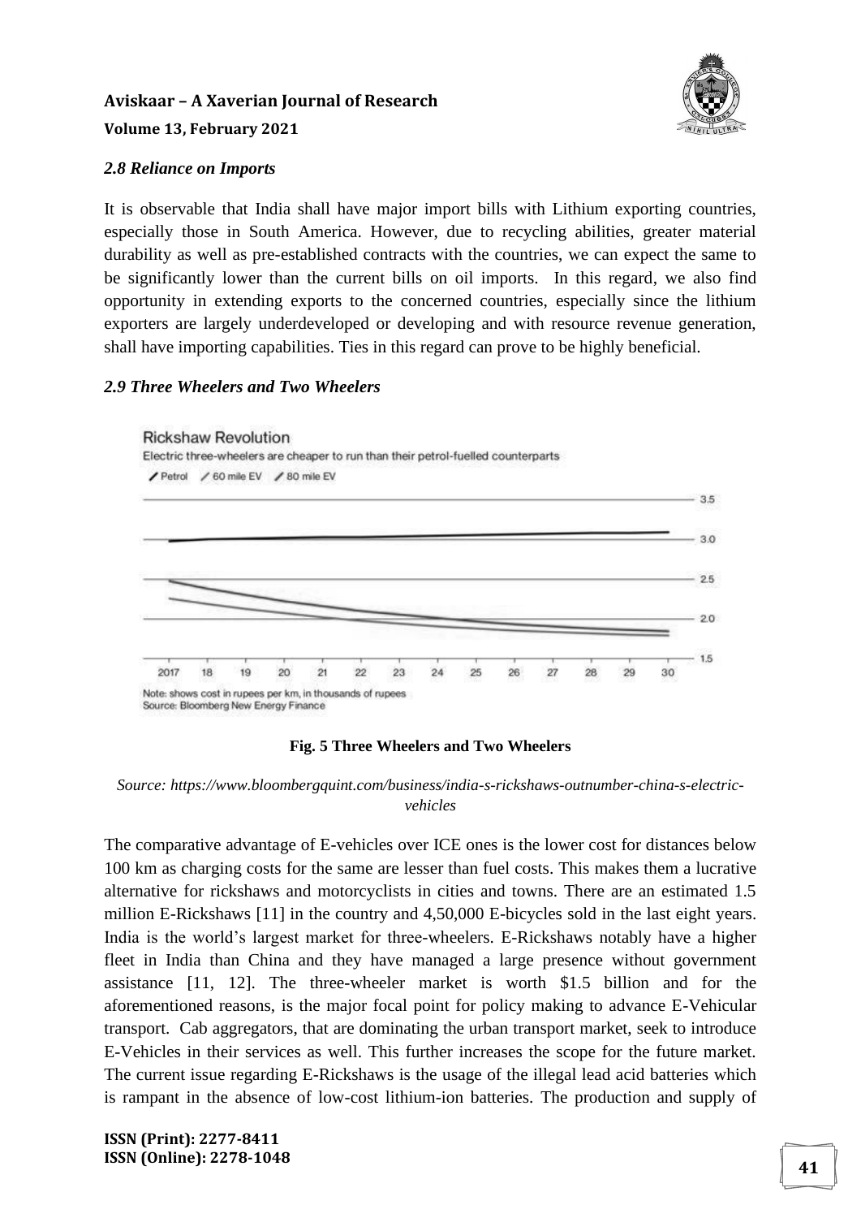### *2.8 Reliance on Imports*

It is observable that India shall have major import bills with Lithium exporting countries, especially those in South America. However, due to recycling abilities, greater material durability as well as pre-established contracts with the countries, we can expect the same to be significantly lower than the current bills on oil imports. In this regard, we also find opportunity in extending exports to the concerned countries, especially since the lithium exporters are largely underdeveloped or developing and with resource revenue generation, shall have importing capabilities. Ties in this regard can prove to be highly beneficial.

### *2.9 Three Wheelers and Two Wheelers*

Rickshaw Revolution

Electric three-wheelers are cheaper to run than their petrol-fuelled counterparts

Petrol / 60 mile EV / 80 mile EV

Note: shows cost in rupees per km, in thousands of rupees

Source: Bloomberg New Energy Finance

**Fig. 5 Three Wheelers and Two Wheelers**

*Source: https://www.bloombergquint.com/business/india-s-rickshaws-outnumber-china-s-electric-vehicles*

The comparative advantage of E-vehicles over ICE ones is the lower cost for distances below 100 km as charging costs for the same are lesser than fuel costs. This makes them a lucrative alternative for rickshaws and motorcyclists in cities and towns. There are an estimated 1.5 million E-Rickshaws [11] in the country and 4,50,000 E-bicycles sold in the last eight years. India is the world's largest market for three-wheelers. E-Rickshaws notably have a higher fleet in India than China and they have managed a large presence without government assistance [11, 12]. The three-wheeler market is worth \$1.5 billion and for the aforementioned reasons, is the major focal point for policy making to advance E-Vehicular transport. Cab aggregators, that are dominating the urban transport market, seek to introduce E-Vehicles in their services as well. This further increases the scope for the future market. The current issue regarding E-Rickshaws is the usage of the illegal lead acid batteries which is rampant in the absence of low-cost lithium-ion batteries. The production and supply of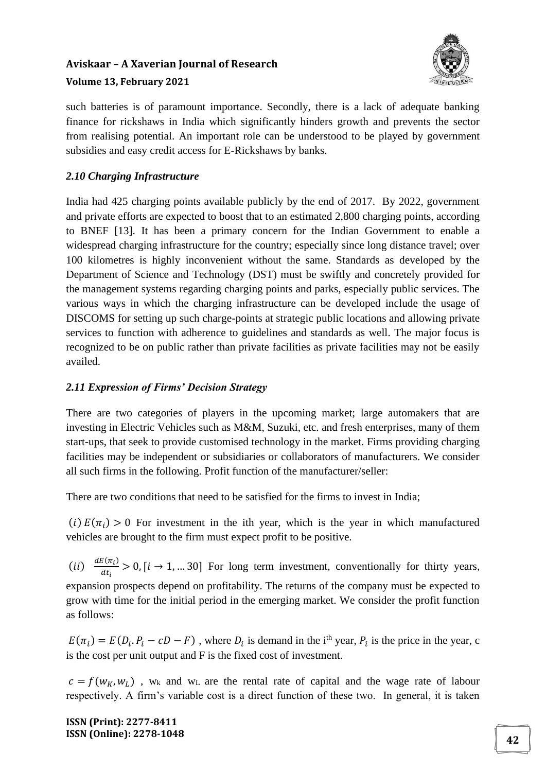such batteries is of paramount importance. Secondly, there is a lack of adequate banking finance for rickshaws in India which significantly hinders growth and prevents the sector from realising potential. An important role can be understood to be played by government subsidies and easy credit access for E-Rickshaws by banks.

### *2.10 Charging Infrastructure*

India had 425 charging points available publicly by the end of 2017. By 2022, government and private efforts are expected to boost that to an estimated 2,800 charging points, according to BNEF [13]. It has been a primary concern for the Indian Government to enable a widespread charging infrastructure for the country; especially since long distance travel; over 100 kilometres is highly inconvenient without the same. Standards as developed by the Department of Science and Technology (DST) must be swiftly and concretely provided for the management systems regarding charging points and parks, especially public services. The various ways in which the charging infrastructure can be developed include the usage of DISCOMS for setting up such charge-points at strategic public locations and allowing private services to function with adherence to guidelines and standards as well. The major focus is recognized to be on public rather than private facilities as private facilities may not be easily availed.

### *2.11 Expression of Firms' Decision Strategy*

There are two categories of players in the upcoming market; large automakers that are investing in Electric Vehicles such as M&M, Suzuki, etc. and fresh enterprises, many of them start-ups, that seek to provide customised technology in the market. Firms providing charging facilities may be independent or subsidiaries or collaborators of manufacturers. We consider all such firms in the following. Profit function of the manufacturer/seller:

There are two conditions that need to be satisfied for the firms to invest in India;

$(i)\, E(\pi_i) > 0$ For investment in the ith year, which is the year in which manufactured vehicles are brought to the firm must expect profit to be positive.

$(ii)\ \ \frac{dE(\pi_i)}{dt_i} > 0, [i \rightarrow 1, \dots 30]$ For long term investment, conventionally for thirty years, expansion prospects depend on profitability. The returns of the company must be expected to grow with time for the initial period in the emerging market. We consider the profit function as follows:

$E(\pi_i) = E(D_i . P_i - cD - F)$ , where $D_i$ is demand in the i[th] year, $P_i$ is the price in the year, c is the cost per unit output and F is the fixed cost of investment.

$c = f(w_K, w_L)$ , $w_k$ and $w_L$ are the rental rate of capital and the wage rate of labour respectively. A firm's variable cost is a direct function of these two. In general, it is taken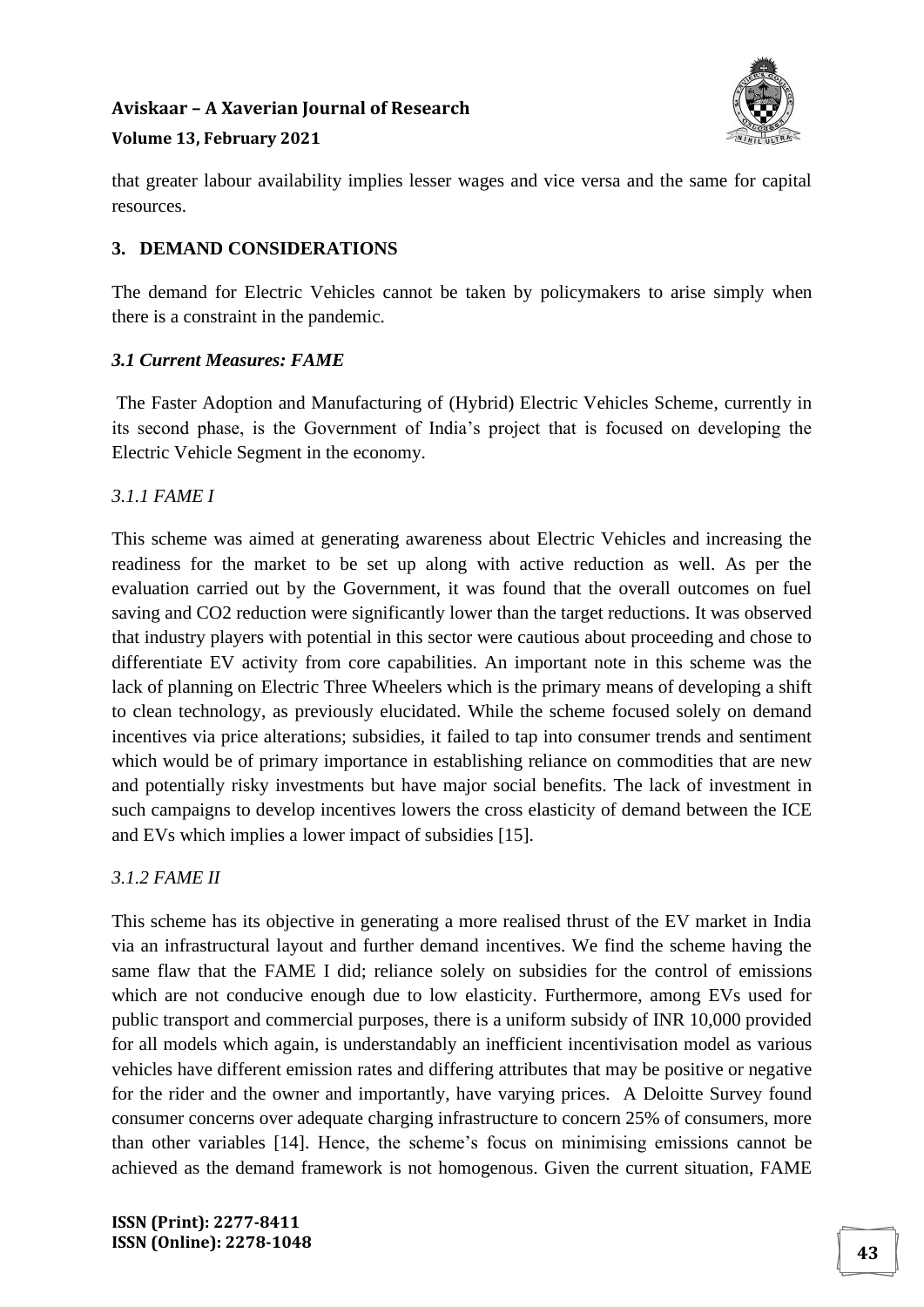that greater labour availability implies lesser wages and vice versa and the same for capital resources.

## 3. DEMAND CONSIDERATIONS

The demand for Electric Vehicles cannot be taken by policymakers to arise simply when there is a constraint in the pandemic.

### *3.1 Current Measures: FAME*

The Faster Adoption and Manufacturing of (Hybrid) Electric Vehicles Scheme, currently in its second phase, is the Government of India's project that is focused on developing the Electric Vehicle Segment in the economy.

#### *3.1.1 FAME I*

This scheme was aimed at generating awareness about Electric Vehicles and increasing the readiness for the market to be set up along with active reduction as well. As per the evaluation carried out by the Government, it was found that the overall outcomes on fuel saving and $CO_2$ reduction were significantly lower than the target reductions. It was observed that industry players with potential in this sector were cautious about proceeding and chose to differentiate EV activity from core capabilities. An important note in this scheme was the lack of planning on Electric Three Wheelers which is the primary means of developing a shift to clean technology, as previously elucidated. While the scheme focused solely on demand incentives via price alterations; subsidies, it failed to tap into consumer trends and sentiment which would be of primary importance in establishing reliance on commodities that are new and potentially risky investments but have major social benefits. The lack of investment in such campaigns to develop incentives lowers the cross elasticity of demand between the ICE and EVs which implies a lower impact of subsidies [15].

#### *3.1.2 FAME II*

This scheme has its objective in generating a more realised thrust of the EV market in India via an infrastructural layout and further demand incentives. We find the scheme having the same flaw that the FAME I did; reliance solely on subsidies for the control of emissions which are not conducive enough due to low elasticity. Furthermore, among EVs used for public transport and commercial purposes, there is a uniform subsidy of INR 10,000 provided for all models which again, is understandably an inefficient incentivisation model as various vehicles have different emission rates and differing attributes that may be positive or negative for the rider and the owner and importantly, have varying prices. A Deloitte Survey found consumer concerns over adequate charging infrastructure to concern 25% of consumers, more than other variables [14]. Hence, the scheme's focus on minimising emissions cannot be achieved as the demand framework is not homogenous. Given the current situation, FAME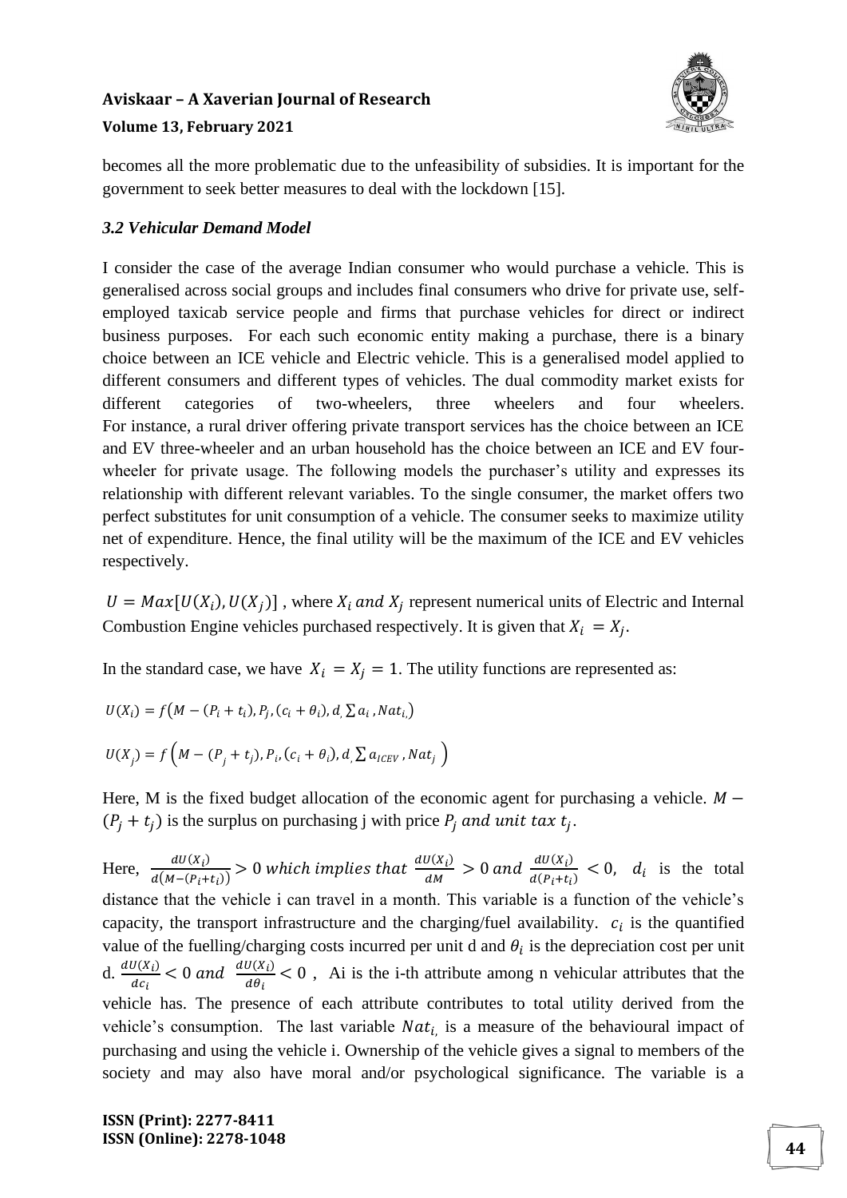becomes all the more problematic due to the unfeasibility of subsidies. It is important for the government to seek better measures to deal with the lockdown [15].

### *3.2 Vehicular Demand Model*

I consider the case of the average Indian consumer who would purchase a vehicle. This is generalised across social groups and includes final consumers who drive for private use, self-employed taxicab service people and firms that purchase vehicles for direct or indirect business purposes. For each such economic entity making a purchase, there is a binary choice between an ICE vehicle and Electric vehicle. This is a generalised model applied to different consumers and different types of vehicles. The dual commodity market exists for different categories of two-wheelers, three wheelers and four wheelers. For instance, a rural driver offering private transport services has the choice between an ICE and EV three-wheeler and an urban household has the choice between an ICE and EV four-wheeler for private usage. The following models the purchaser's utility and expresses its relationship with different relevant variables. To the single consumer, the market offers two perfect substitutes for unit consumption of a vehicle. The consumer seeks to maximize utility net of expenditure. Hence, the final utility will be the maximum of the ICE and EV vehicles respectively.

$U = Max[U(X_i), U(X_j)]$ , where $X_i$ *and* $X_j$ represent numerical units of Electric and Internal Combustion Engine vehicles purchased respectively. It is given that $X_i = X_j$.

In the standard case, we have $X_i = X_j = 1$. The utility functions are represented as:

$$U(X_i) = f\left(M - (P_i + t_i), P_j, (c_i + \theta_i), d, \sum a_i, Nat_i\right)$$

$$U(X_j) = f\left(M - (P_j + t_j), P_i, (c_i + \theta_i), d, \sum a_{ICEV}, Nat_j\right)$$

Here, M is the fixed budget allocation of the economic agent for purchasing a vehicle. $M - (P_j + t_j)$ is the surplus on purchasing j with price $P_j$ *and unit tax* $t_j$.

Here, $\frac{dU(X_i)}{d(M-(P_i+t_i))} > 0$ *which implies that* $\frac{dU(X_i)}{dM} > 0$ *and* $\frac{dU(X_i)}{d(P_i+t_i)} < 0$, $d_i$ is the total distance that the vehicle i can travel in a month. This variable is a function of the vehicle's capacity, the transport infrastructure and the charging/fuel availability. $c_i$ is the quantified value of the fuelling/charging costs incurred per unit d and $\theta_i$ is the depreciation cost per unit d. $\frac{dU(X_i)}{dc_i} < 0$ *and* $\frac{dU(X_i)}{d\theta_i} < 0$ , Ai is the i-th attribute among n vehicular attributes that the vehicle has. The presence of each attribute contributes to total utility derived from the vehicle's consumption. The last variable $Nat_i$ is a measure of the behavioural impact of purchasing and using the vehicle i. Ownership of the vehicle gives a signal to members of the society and may also have moral and/or psychological significance. The variable is a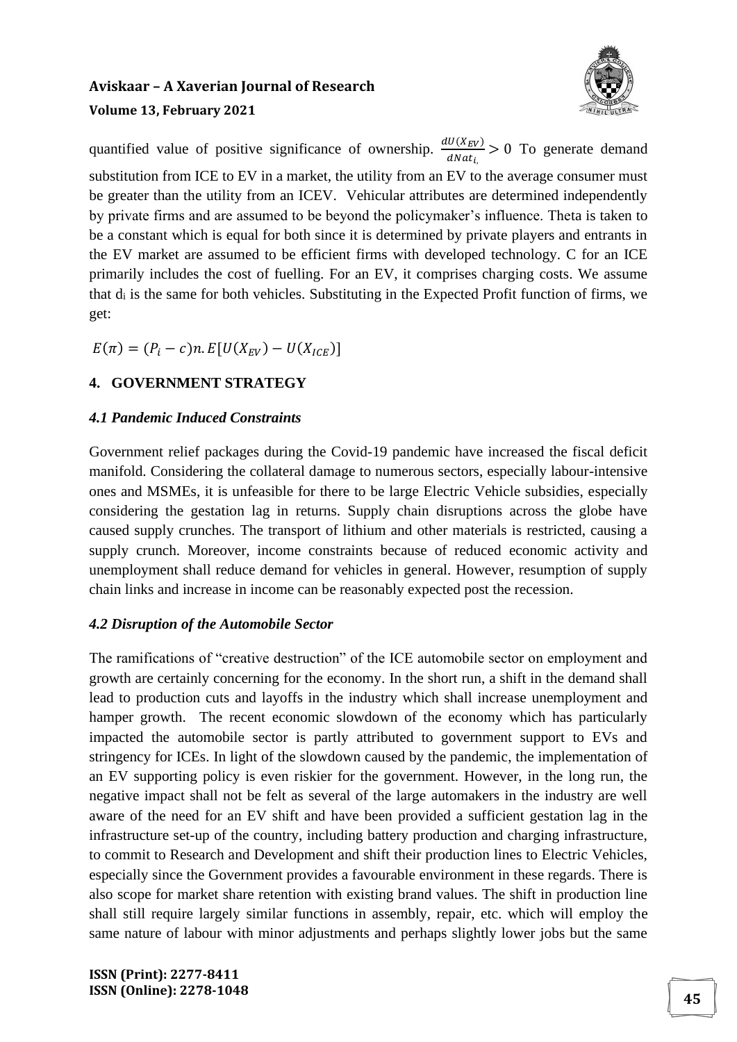quantified value of positive significance of ownership. $\frac{dU(X_{EV})}{dNat_{i,}} > 0$ To generate demand substitution from ICE to EV in a market, the utility from an EV to the average consumer must be greater than the utility from an ICEV. Vehicular attributes are determined independently by private firms and are assumed to be beyond the policymaker's influence. Theta is taken to be a constant which is equal for both since it is determined by private players and entrants in the EV market are assumed to be efficient firms with developed technology. C for an ICE primarily includes the cost of fuelling. For an EV, it comprises charging costs. We assume that $d_i$ is the same for both vehicles. Substituting in the Expected Profit function of firms, we get:

$$E(\pi) = (P_i - c)n.E[U(X_{EV}) - U(X_{ICE})]$$

## 4. GOVERNMENT STRATEGY

### *4.1 Pandemic Induced Constraints*

Government relief packages during the Covid-19 pandemic have increased the fiscal deficit manifold. Considering the collateral damage to numerous sectors, especially labour-intensive ones and MSMEs, it is unfeasible for there to be large Electric Vehicle subsidies, especially considering the gestation lag in returns. Supply chain disruptions across the globe have caused supply crunches. The transport of lithium and other materials is restricted, causing a supply crunch. Moreover, income constraints because of reduced economic activity and unemployment shall reduce demand for vehicles in general. However, resumption of supply chain links and increase in income can be reasonably expected post the recession.

### *4.2 Disruption of the Automobile Sector*

The ramifications of "creative destruction" of the ICE automobile sector on employment and growth are certainly concerning for the economy. In the short run, a shift in the demand shall lead to production cuts and layoffs in the industry which shall increase unemployment and hamper growth. The recent economic slowdown of the economy which has particularly impacted the automobile sector is partly attributed to government support to EVs and stringency for ICEs. In light of the slowdown caused by the pandemic, the implementation of an EV supporting policy is even riskier for the government. However, in the long run, the negative impact shall not be felt as several of the large automakers in the industry are well aware of the need for an EV shift and have been provided a sufficient gestation lag in the infrastructure set-up of the country, including battery production and charging infrastructure, to commit to Research and Development and shift their production lines to Electric Vehicles, especially since the Government provides a favourable environment in these regards. There is also scope for market share retention with existing brand values. The shift in production line shall still require largely similar functions in assembly, repair, etc. which will employ the same nature of labour with minor adjustments and perhaps slightly lower jobs but the same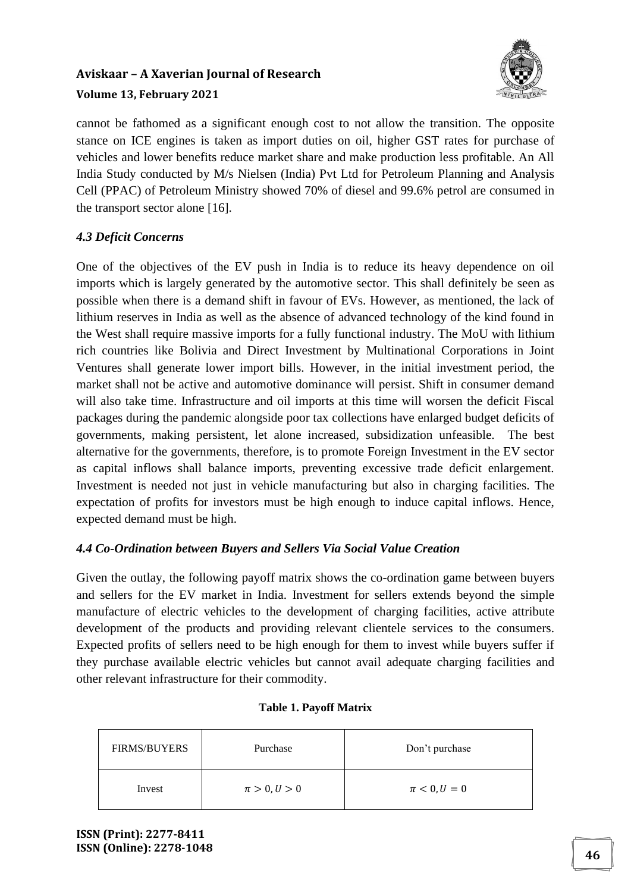cannot be fathomed as a significant enough cost to not allow the transition. The opposite stance on ICE engines is taken as import duties on oil, higher GST rates for purchase of vehicles and lower benefits reduce market share and make production less profitable. An All India Study conducted by M/s Nielsen (India) Pvt Ltd for Petroleum Planning and Analysis Cell (PPAC) of Petroleum Ministry showed 70% of diesel and 99.6% petrol are consumed in the transport sector alone [16].

### *4.3 Deficit Concerns*

One of the objectives of the EV push in India is to reduce its heavy dependence on oil imports which is largely generated by the automotive sector. This shall definitely be seen as possible when there is a demand shift in favour of EVs. However, as mentioned, the lack of lithium reserves in India as well as the absence of advanced technology of the kind found in the West shall require massive imports for a fully functional industry. The MoU with lithium rich countries like Bolivia and Direct Investment by Multinational Corporations in Joint Ventures shall generate lower import bills. However, in the initial investment period, the market shall not be active and automotive dominance will persist. Shift in consumer demand will also take time. Infrastructure and oil imports at this time will worsen the deficit Fiscal packages during the pandemic alongside poor tax collections have enlarged budget deficits of governments, making persistent, let alone increased, subsidization unfeasible. The best alternative for the governments, therefore, is to promote Foreign Investment in the EV sector as capital inflows shall balance imports, preventing excessive trade deficit enlargement. Investment is needed not just in vehicle manufacturing but also in charging facilities. The expectation of profits for investors must be high enough to induce capital inflows. Hence, expected demand must be high.

### *4.4 Co-Ordination between Buyers and Sellers Via Social Value Creation*

Given the outlay, the following payoff matrix shows the co-ordination game between buyers and sellers for the EV market in India. Investment for sellers extends beyond the simple manufacture of electric vehicles to the development of charging facilities, active attribute development of the products and providing relevant clientele services to the consumers. Expected profits of sellers need to be high enough for them to invest while buyers suffer if they purchase available electric vehicles but cannot avail adequate charging facilities and other relevant infrastructure for their commodity.

**Table 1. Payoff Matrix**

| FIRMS/BUYERS | Purchase | Don’t purchase |
|---|---|---|
| Invest | $\pi > 0, U > 0$ | $\pi < 0, U = 0$ |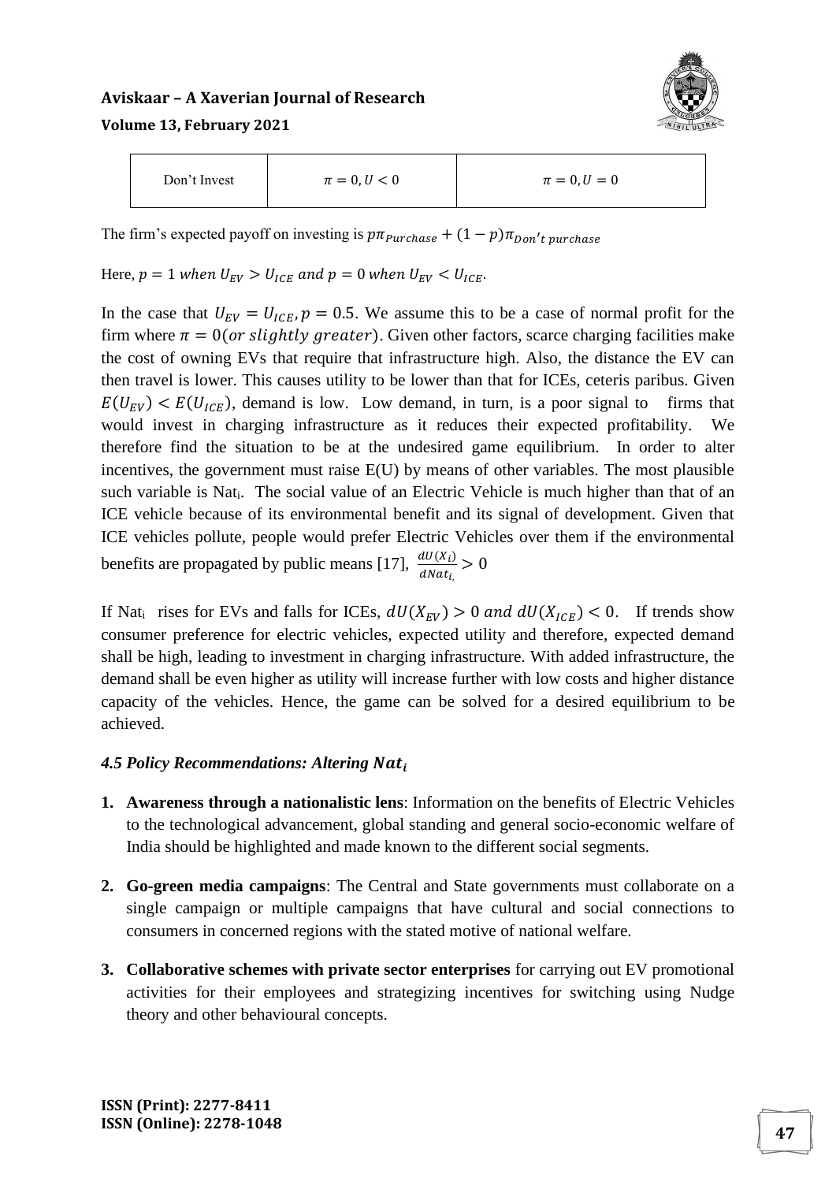| Don't Invest | $\pi = 0, U < 0$ | $\pi = 0, U = 0$ |
|---|---|---|

The firm's expected payoff on investing is $p\pi_{Purchase} + (1-p)\pi_{Don't\ purchase}$

Here, $p = 1$ *when* $U_{EV} > U_{ICE}$ *and* $p = 0$ *when* $U_{EV} < U_{ICE}$.

In the case that $U_{EV} = U_{ICE}, p = 0.5$. We assume this to be a case of normal profit for the firm where $\pi = 0(or\ slightly\ greater)$. Given other factors, scarce charging facilities make the cost of owning EVs that require that infrastructure high. Also, the distance the EV can then travel is lower. This causes utility to be lower than that for ICEs, ceteris paribus. Given $E(U_{EV}) < E(U_{ICE})$, demand is low. Low demand, in turn, is a poor signal to firms that would invest in charging infrastructure as it reduces their expected profitability. We therefore find the situation to be at the undesired game equilibrium. In order to alter incentives, the government must raise E(U) by means of other variables. The most plausible such variable is $Nat_i$. The social value of an Electric Vehicle is much higher than that of an ICE vehicle because of its environmental benefit and its signal of development. Given that ICE vehicles pollute, people would prefer Electric Vehicles over them if the environmental benefits are propagated by public means [17], $\frac{dU(X_i)}{dNat_{i,}} > 0$

If $Nat_i$ rises for EVs and falls for ICEs, $dU(X_{EV}) > 0$ *and* $dU(X_{ICE}) < 0$. If trends show consumer preference for electric vehicles, expected utility and therefore, expected demand shall be high, leading to investment in charging infrastructure. With added infrastructure, the demand shall be even higher as utility will increase further with low costs and higher distance capacity of the vehicles. Hence, the game can be solved for a desired equilibrium to be achieved.

### *4.5 Policy Recommendations: Altering $Nat_i$*

1. **Awareness through a nationalistic lens**: Information on the benefits of Electric Vehicles to the technological advancement, global standing and general socio-economic welfare of India should be highlighted and made known to the different social segments.

2. **Go-green media campaigns**: The Central and State governments must collaborate on a single campaign or multiple campaigns that have cultural and social connections to consumers in concerned regions with the stated motive of national welfare.

3. **Collaborative schemes with private sector enterprises** for carrying out EV promotional activities for their employees and strategizing incentives for switching using Nudge theory and other behavioural concepts.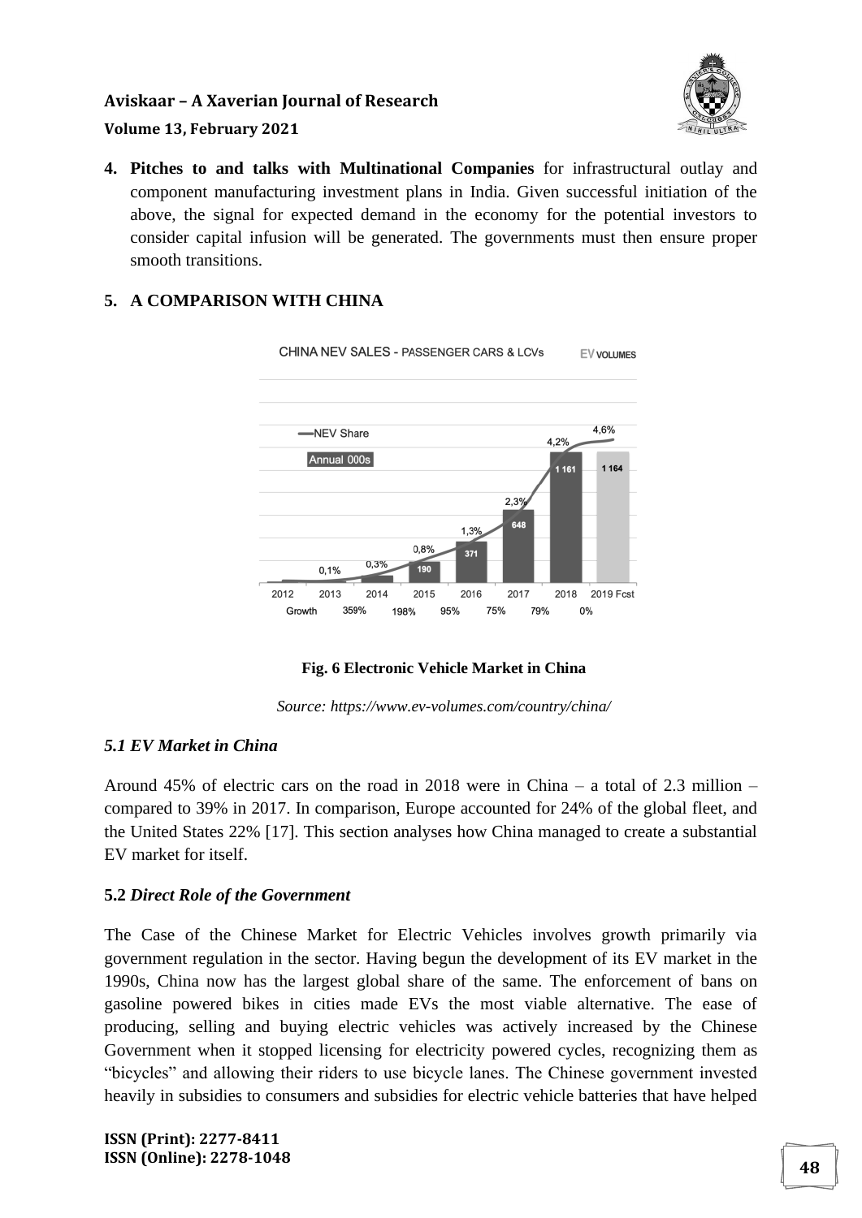4. **Pitches to and talks with Multinational Companies** for infrastructural outlay and component manufacturing investment plans in India. Given successful initiation of the above, the signal for expected demand in the economy for the potential investors to consider capital infusion will be generated. The governments must then ensure proper smooth transitions.

## 5. A COMPARISON WITH CHINA

**Fig. 6 Electronic Vehicle Market in China**

*Source: https://www.ev-volumes.com/country/china/*

### *5.1 EV Market in China*

Around 45% of electric cars on the road in 2018 were in China – a total of 2.3 million – compared to 39% in 2017. In comparison, Europe accounted for 24% of the global fleet, and the United States 22% [17]. This section analyses how China managed to create a substantial EV market for itself.

### **5.2** *Direct Role of the Government*

The Case of the Chinese Market for Electric Vehicles involves growth primarily via government regulation in the sector. Having begun the development of its EV market in the 1990s, China now has the largest global share of the same. The enforcement of bans on gasoline powered bikes in cities made EVs the most viable alternative. The ease of producing, selling and buying electric vehicles was actively increased by the Chinese Government when it stopped licensing for electricity powered cycles, recognizing them as "bicycles" and allowing their riders to use bicycle lanes. The Chinese government invested heavily in subsidies to consumers and subsidies for electric vehicle batteries that have helped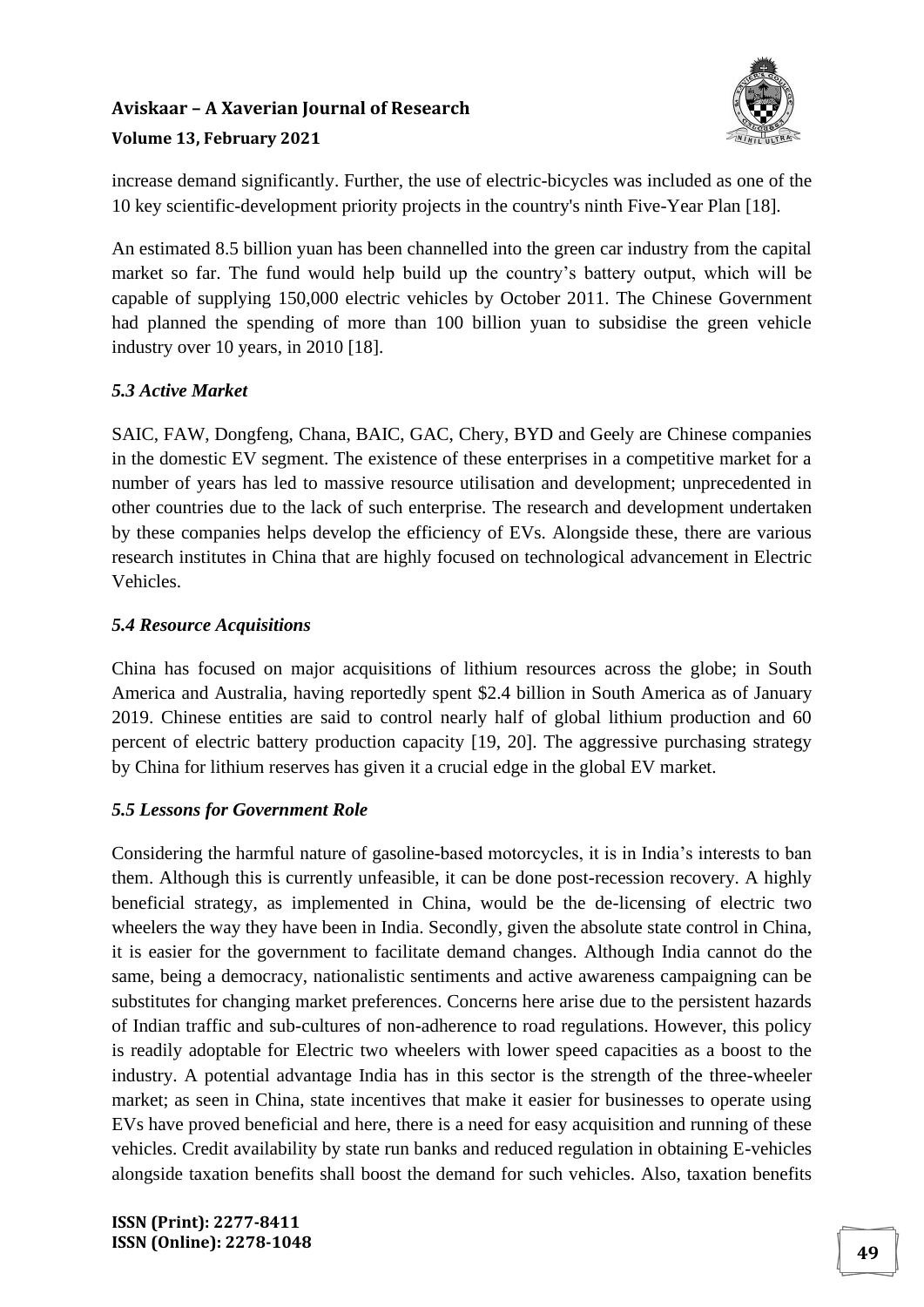increase demand significantly. Further, the use of electric-bicycles was included as one of the 10 key scientific-development priority projects in the country's ninth Five-Year Plan [18].

An estimated 8.5 billion yuan has been channelled into the green car industry from the capital market so far. The fund would help build up the country's battery output, which will be capable of supplying 150,000 electric vehicles by October 2011. The Chinese Government had planned the spending of more than 100 billion yuan to subsidise the green vehicle industry over 10 years, in 2010 [18].

### *5.3 Active Market*

SAIC, FAW, Dongfeng, Chana, BAIC, GAC, Chery, BYD and Geely are Chinese companies in the domestic EV segment. The existence of these enterprises in a competitive market for a number of years has led to massive resource utilisation and development; unprecedented in other countries due to the lack of such enterprise. The research and development undertaken by these companies helps develop the efficiency of EVs. Alongside these, there are various research institutes in China that are highly focused on technological advancement in Electric Vehicles.

### *5.4 Resource Acquisitions*

China has focused on major acquisitions of lithium resources across the globe; in South America and Australia, having reportedly spent $2.4 billion in South America as of January 2019. Chinese entities are said to control nearly half of global lithium production and 60 percent of electric battery production capacity [19, 20]. The aggressive purchasing strategy by China for lithium reserves has given it a crucial edge in the global EV market.

### *5.5 Lessons for Government Role*

Considering the harmful nature of gasoline-based motorcycles, it is in India's interests to ban them. Although this is currently unfeasible, it can be done post-recession recovery. A highly beneficial strategy, as implemented in China, would be the de-licensing of electric two wheelers the way they have been in India. Secondly, given the absolute state control in China, it is easier for the government to facilitate demand changes. Although India cannot do the same, being a democracy, nationalistic sentiments and active awareness campaigning can be substitutes for changing market preferences. Concerns here arise due to the persistent hazards of Indian traffic and sub-cultures of non-adherence to road regulations. However, this policy is readily adoptable for Electric two wheelers with lower speed capacities as a boost to the industry. A potential advantage India has in this sector is the strength of the three-wheeler market; as seen in China, state incentives that make it easier for businesses to operate using EVs have proved beneficial and here, there is a need for easy acquisition and running of these vehicles. Credit availability by state run banks and reduced regulation in obtaining E-vehicles alongside taxation benefits shall boost the demand for such vehicles. Also, taxation benefits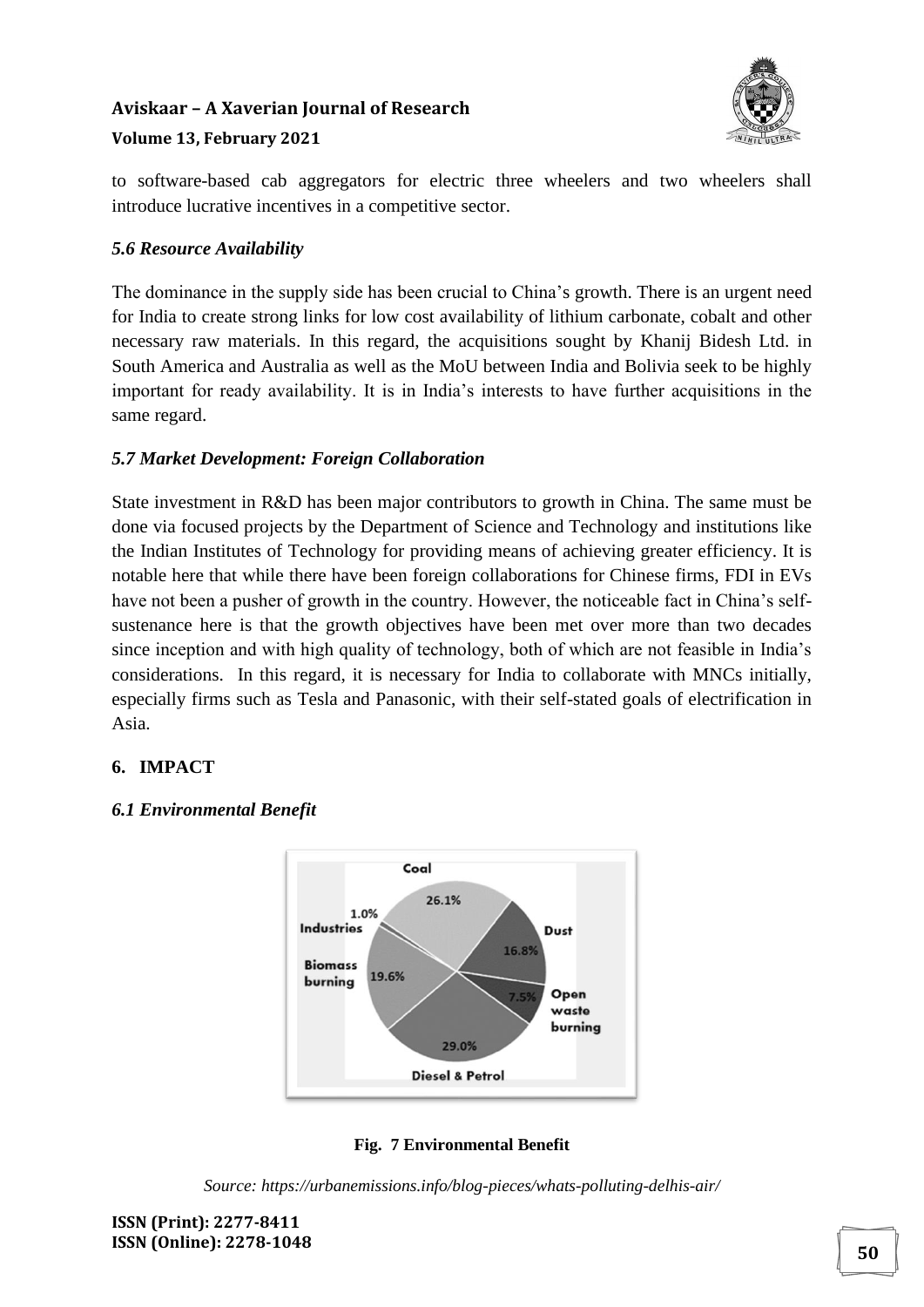to software-based cab aggregators for electric three wheelers and two wheelers shall introduce lucrative incentives in a competitive sector.

### *5.6 Resource Availability*

The dominance in the supply side has been crucial to China's growth. There is an urgent need for India to create strong links for low cost availability of lithium carbonate, cobalt and other necessary raw materials. In this regard, the acquisitions sought by Khanij Bidesh Ltd. in South America and Australia as well as the MoU between India and Bolivia seek to be highly important for ready availability. It is in India's interests to have further acquisitions in the same regard.

### *5.7 Market Development: Foreign Collaboration*

State investment in R&D has been major contributors to growth in China. The same must be done via focused projects by the Department of Science and Technology and institutions like the Indian Institutes of Technology for providing means of achieving greater efficiency. It is notable here that while there have been foreign collaborations for Chinese firms, FDI in EVs have not been a pusher of growth in the country. However, the noticeable fact in China's self-sustenance here is that the growth objectives have been met over more than two decades since inception and with high quality of technology, both of which are not feasible in India's considerations. In this regard, it is necessary for India to collaborate with MNCs initially, especially firms such as Tesla and Panasonic, with their self-stated goals of electrification in Asia.

## 6. IMPACT

### *6.1 Environmental Benefit*

Coal 26.1%, Dust 16.8%, Open waste burning 7.5%, Diesel & Petrol 29.0%, Biomass burning 19.6%, Industries 1.0%

**Fig. 7 Environmental Benefit**

*Source: https://urbanemissions.info/blog-pieces/whats-polluting-delhis-air/*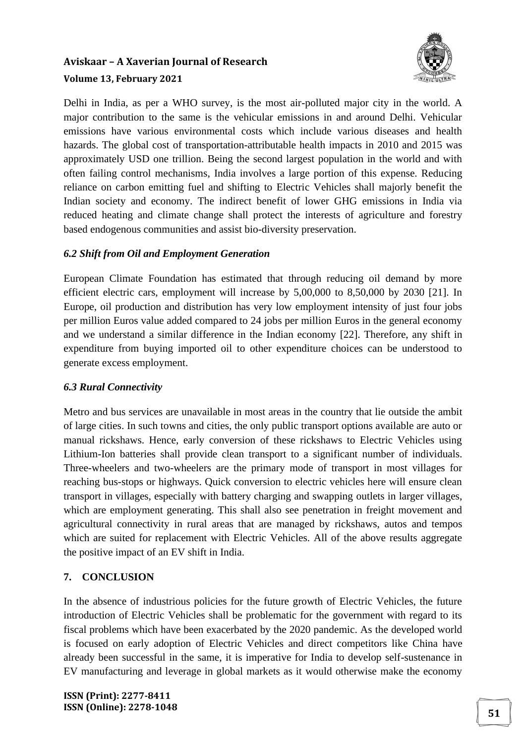Delhi in India, as per a WHO survey, is the most air-polluted major city in the world. A major contribution to the same is the vehicular emissions in and around Delhi. Vehicular emissions have various environmental costs which include various diseases and health hazards. The global cost of transportation-attributable health impacts in 2010 and 2015 was approximately USD one trillion. Being the second largest population in the world and with often failing control mechanisms, India involves a large portion of this expense. Reducing reliance on carbon emitting fuel and shifting to Electric Vehicles shall majorly benefit the Indian society and economy. The indirect benefit of lower GHG emissions in India via reduced heating and climate change shall protect the interests of agriculture and forestry based endogenous communities and assist bio-diversity preservation.

### *6.2 Shift from Oil and Employment Generation*

European Climate Foundation has estimated that through reducing oil demand by more efficient electric cars, employment will increase by 5,00,000 to 8,50,000 by 2030 [21]. In Europe, oil production and distribution has very low employment intensity of just four jobs per million Euros value added compared to 24 jobs per million Euros in the general economy and we understand a similar difference in the Indian economy [22]. Therefore, any shift in expenditure from buying imported oil to other expenditure choices can be understood to generate excess employment.

### *6.3 Rural Connectivity*

Metro and bus services are unavailable in most areas in the country that lie outside the ambit of large cities. In such towns and cities, the only public transport options available are auto or manual rickshaws. Hence, early conversion of these rickshaws to Electric Vehicles using Lithium-Ion batteries shall provide clean transport to a significant number of individuals. Three-wheelers and two-wheelers are the primary mode of transport in most villages for reaching bus-stops or highways. Quick conversion to electric vehicles here will ensure clean transport in villages, especially with battery charging and swapping outlets in larger villages, which are employment generating. This shall also see penetration in freight movement and agricultural connectivity in rural areas that are managed by rickshaws, autos and tempos which are suited for replacement with Electric Vehicles. All of the above results aggregate the positive impact of an EV shift in India.

## 7. CONCLUSION

In the absence of industrious policies for the future growth of Electric Vehicles, the future introduction of Electric Vehicles shall be problematic for the government with regard to its fiscal problems which have been exacerbated by the 2020 pandemic. As the developed world is focused on early adoption of Electric Vehicles and direct competitors like China have already been successful in the same, it is imperative for India to develop self-sustenance in EV manufacturing and leverage in global markets as it would otherwise make the economy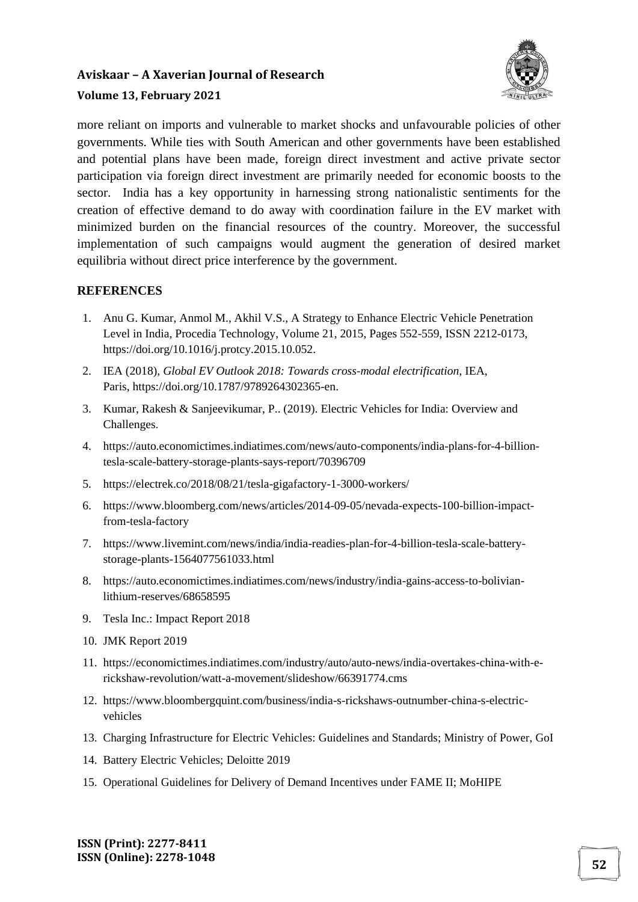more reliant on imports and vulnerable to market shocks and unfavourable policies of other governments. While ties with South American and other governments have been established and potential plans have been made, foreign direct investment and active private sector participation via foreign direct investment are primarily needed for economic boosts to the sector. India has a key opportunity in harnessing strong nationalistic sentiments for the creation of effective demand to do away with coordination failure in the EV market with minimized burden on the financial resources of the country. Moreover, the successful implementation of such campaigns would augment the generation of desired market equilibria without direct price interference by the government.

## REFERENCES

1. Anu G. Kumar, Anmol M., Akhil V.S., A Strategy to Enhance Electric Vehicle Penetration Level in India, Procedia Technology, Volume 21, 2015, Pages 552-559, ISSN 2212-0173, https://doi.org/10.1016/j.protcy.2015.10.052.
2. IEA (2018), *Global EV Outlook 2018: Towards cross-modal electrification*, IEA, Paris, https://doi.org/10.1787/9789264302365-en.
3. Kumar, Rakesh & Sanjeevikumar, P.. (2019). Electric Vehicles for India: Overview and Challenges.
4. https://auto.economictimes.indiatimes.com/news/auto-components/india-plans-for-4-billion-tesla-scale-battery-storage-plants-says-report/70396709
5. https://electrek.co/2018/08/21/tesla-gigafactory-1-3000-workers/
6. https://www.bloomberg.com/news/articles/2014-09-05/nevada-expects-100-billion-impact-from-tesla-factory
7. https://www.livemint.com/news/india/india-readies-plan-for-4-billion-tesla-scale-battery-storage-plants-1564077561033.html
8. https://auto.economictimes.indiatimes.com/news/industry/india-gains-access-to-bolivian-lithium-reserves/68658595
9. Tesla Inc.: Impact Report 2018
10. JMK Report 2019
11. https://economictimes.indiatimes.com/industry/auto/auto-news/india-overtakes-china-with-e-rickshaw-revolution/watt-a-movement/slideshow/66391774.cms
12. https://www.bloombergquint.com/business/india-s-rickshaws-outnumber-china-s-electric-vehicles
13. Charging Infrastructure for Electric Vehicles: Guidelines and Standards; Ministry of Power, GoI
14. Battery Electric Vehicles; Deloitte 2019
15. Operational Guidelines for Delivery of Demand Incentives under FAME II; MoHIPE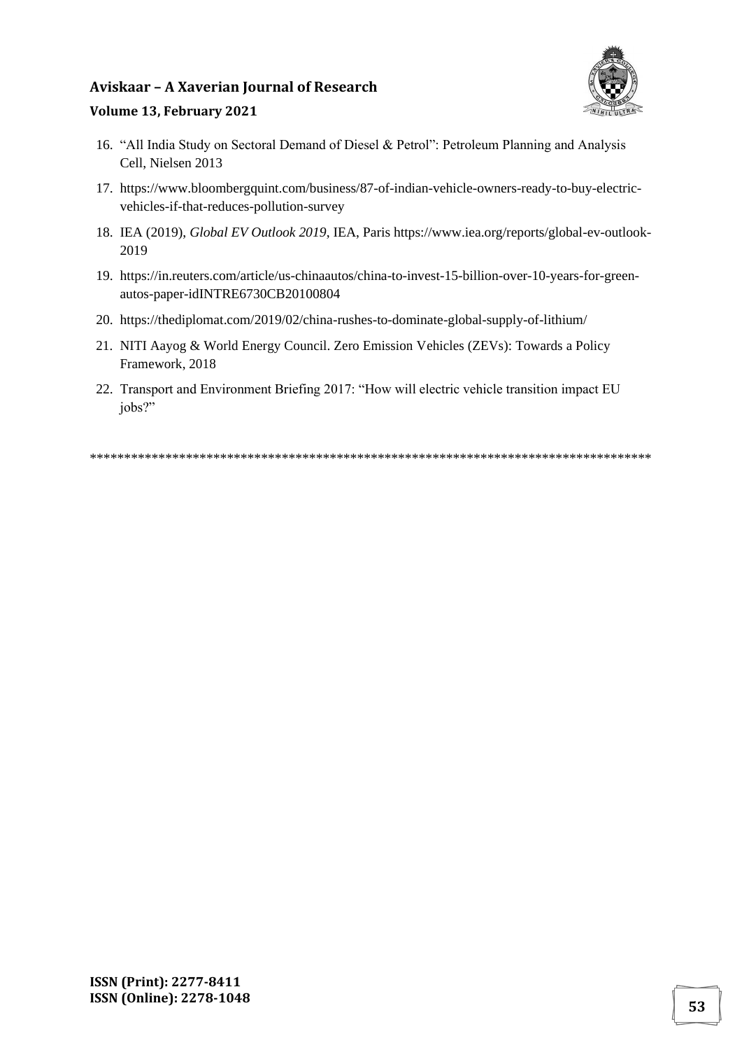16. "All India Study on Sectoral Demand of Diesel & Petrol": Petroleum Planning and Analysis Cell, Nielsen 2013
17. https://www.bloombergquint.com/business/87-of-indian-vehicle-owners-ready-to-buy-electric-vehicles-if-that-reduces-pollution-survey
18. IEA (2019), *Global EV Outlook 2019*, IEA, Paris https://www.iea.org/reports/global-ev-outlook-2019
19. https://in.reuters.com/article/us-chinaautos/china-to-invest-15-billion-over-10-years-for-green-autos-paper-idINTRE6730CB20100804
20. https://thediplomat.com/2019/02/china-rushes-to-dominate-global-supply-of-lithium/
21. NITI Aayog & World Energy Council. Zero Emission Vehicles (ZEVs): Towards a Policy Framework, 2018
22. Transport and Environment Briefing 2017: "How will electric vehicle transition impact EU jobs?"

***********************************************************************************